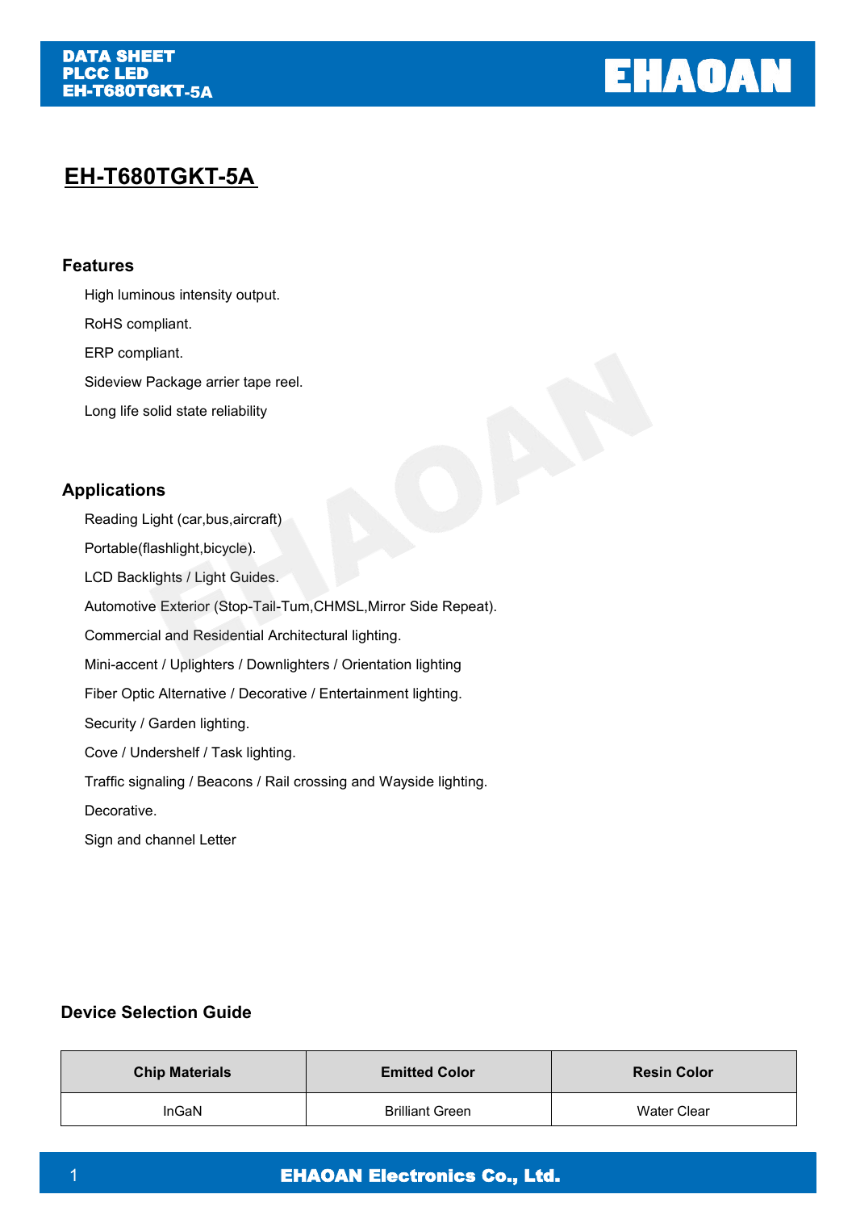# EH-T680TGKT-5A

## Features

- High luminous intensity output.
- RoHS compliant.
- ERP compliant.
- Sideview Package arrier tape reel.
- Long life solid state reliability

## Applications

- Reading Light (car,bus,aircraft)
- Portable(flashlight,bicycle).
- LCD Backlights / Light Guides.
- Automotive Exterior (Stop-Tail-Tum,CHMSL,Mirror Side Repeat).
- Commercial and Residential Architectural lighting.
- Mini-accent / Uplighters / Downlighters / Orientation lighting
- Fiber Optic Alternative / Decorative / Entertainment lighting.
- Security / Garden lighting.
- Cove / Undershelf / Task lighting.
- Traffic signaling / Beacons / Rail crossing and Wayside lighting.
- Decorative.
- Sign and channel Letter

## Device Selection Guide

| Chip Materials | Emitted Color | Resin Color |
|---|---|---|
| InGaN | Brilliant Green | Water Clear |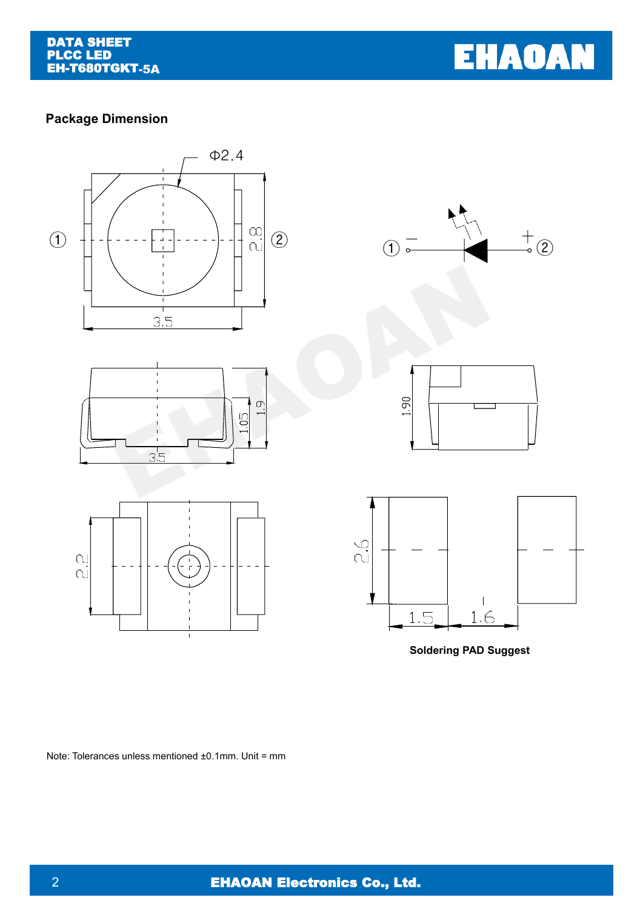## Package Dimension

Soldering PAD Suggest

Note: Tolerances unless mentioned ±0.1mm. Unit = mm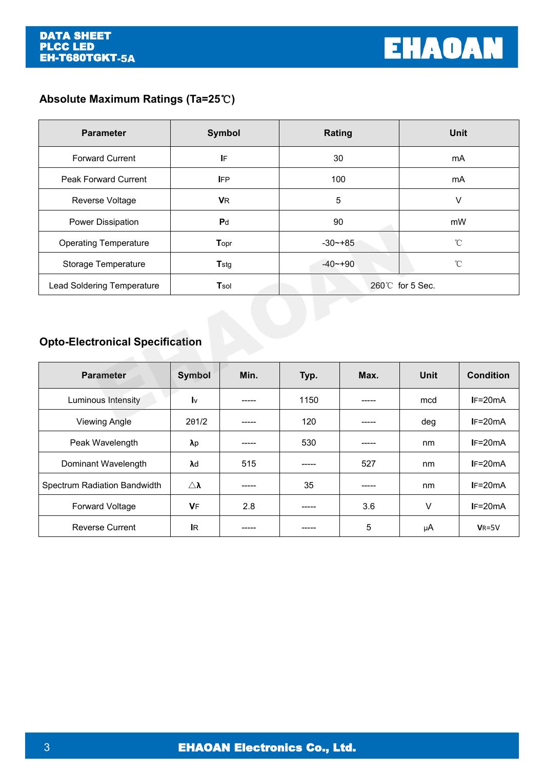## Absolute Maximum Ratings (Ta=25℃)

| Parameter | Symbol | Rating | Unit |
|---|---|---|---|
| Forward Current | $I_F$ | 30 | mA |
| Peak Forward Current | $I_{FP}$ | 100 | mA |
| Reverse Voltage | $V_R$ | 5 | V |
| Power Dissipation | $P_d$ | 90 | mW |
| Operating Temperature | $T_{opr}$ | -30~+85 | ℃ |
| Storage Temperature | $T_{stg}$ | -40~+90 | ℃ |
| Lead Soldering Temperature | $T_{sol}$ | 260℃ for 5 Sec. | |

## Opto-Electronical Specification

| Parameter | Symbol | Min. | Typ. | Max. | Unit | Condition |
|---|---|---|---|---|---|---|
| Luminous Intensity | $I_v$ | ----- | 1150 | ----- | mcd | $I_F$=20mA |
| Viewing Angle | 2θ1/2 | ----- | 120 | ----- | deg | $I_F$=20mA |
| Peak Wavelength | $\lambda p$ | ----- | 530 | ----- | nm | $I_F$=20mA |
| Dominant Wavelength | $\lambda d$ | 515 | ----- | 527 | nm | $I_F$=20mA |
| Spectrum Radiation Bandwidth | $\triangle\lambda$ | ----- | 35 | ----- | nm | $I_F$=20mA |
| Forward Voltage | $V_F$ | 2.8 | ----- | 3.6 | V | $I_F$=20mA |
| Reverse Current | $I_R$ | ----- | ----- | 5 | μA | $V_R$=5V |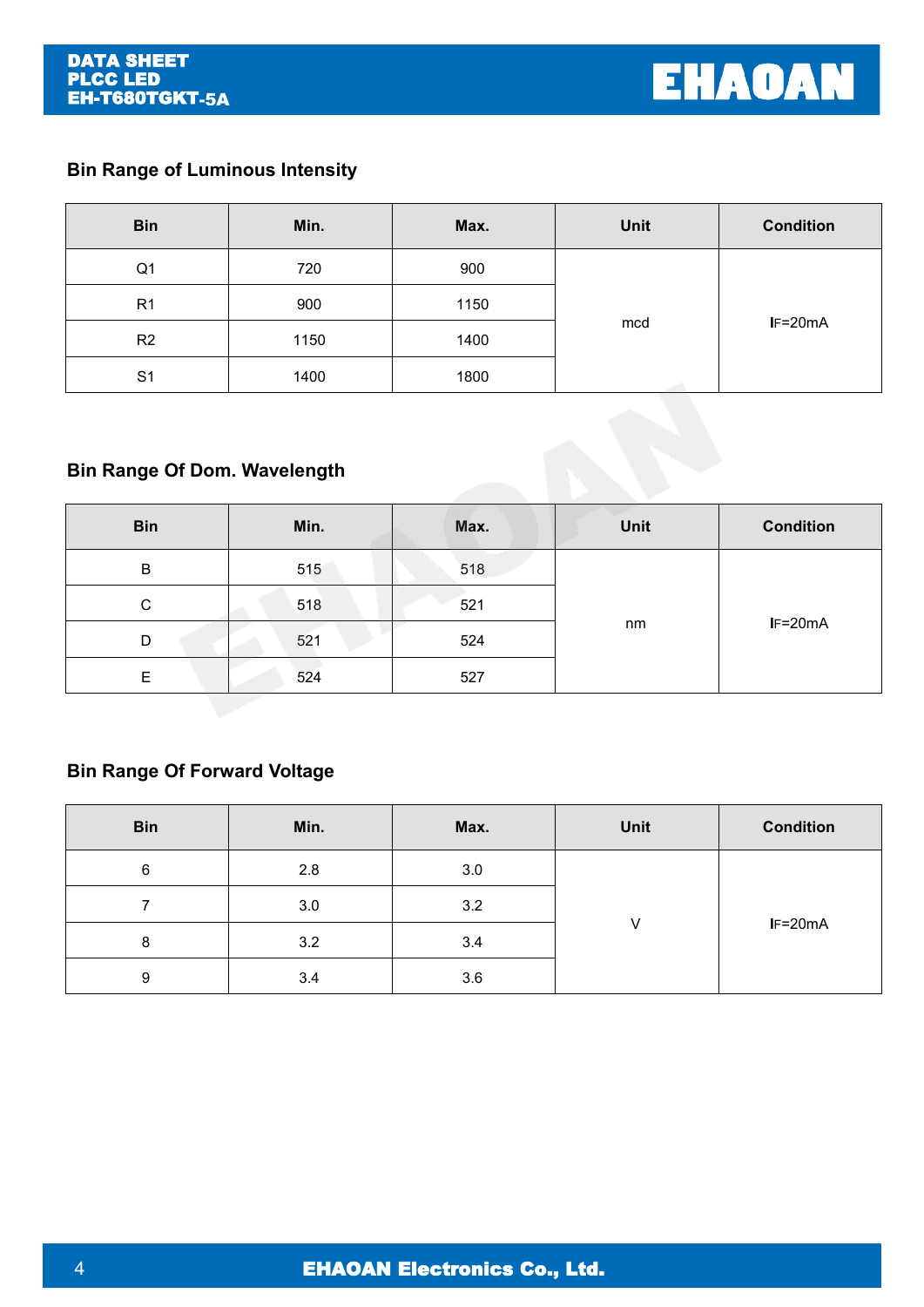## Bin Range of Luminous Intensity

| Bin | Min. | Max. | Unit | Condition |
|---|---|---|---|---|
| Q1 | 720 | 900 | mcd | $I_F$=20mA |
| R1 | 900 | 1150 | | |
| R2 | 1150 | 1400 | | |
| S1 | 1400 | 1800 | | |

## Bin Range Of Dom. Wavelength

| Bin | Min. | Max. | Unit | Condition |
|---|---|---|---|---|
| B | 515 | 518 | nm | $I_F$=20mA |
| C | 518 | 521 | | |
| D | 521 | 524 | | |
| E | 524 | 527 | | |

## Bin Range Of Forward Voltage

| Bin | Min. | Max. | Unit | Condition |
|---|---|---|---|---|
| 6 | 2.8 | 3.0 | V | $I_F$=20mA |
| 7 | 3.0 | 3.2 | | |
| 8 | 3.2 | 3.4 | | |
| 9 | 3.4 | 3.6 | | |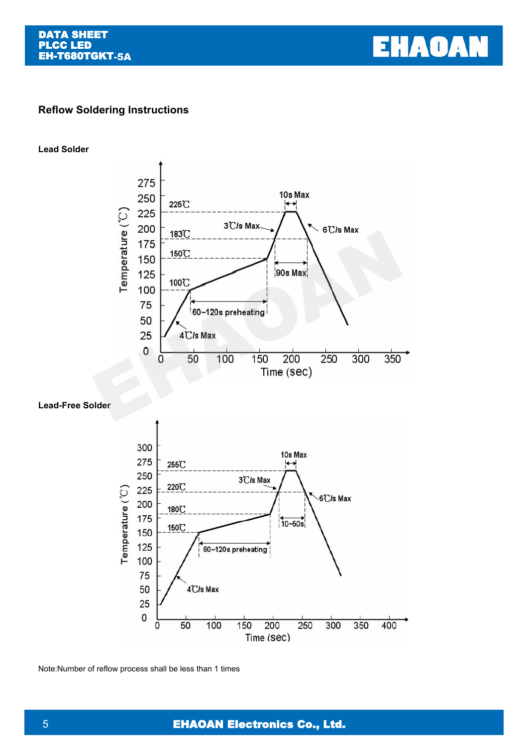## Reflow Soldering Instructions

### Lead Solder

### Lead-Free Solder

Note:Number of reflow process shall be less than 1 times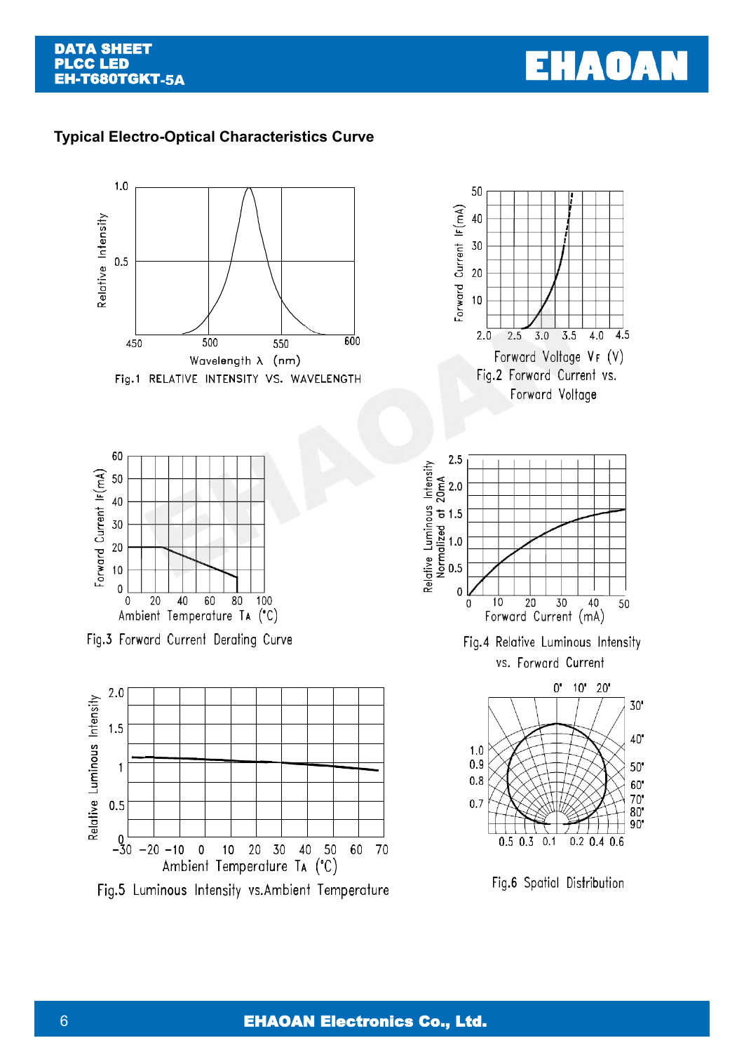## Typical Electro-Optical Characteristics Curve

Fig.1 RELATIVE INTENSITY VS. WAVELENGTH

Fig.2 Forward Current vs. Forward Voltage

Fig.3 Forward Current Derating Curve

Fig.4 Relative Luminous Intensity vs. Forward Current

Fig.5 Luminous Intensity vs.Ambient Temperature

Fig.6 Spatial Distribution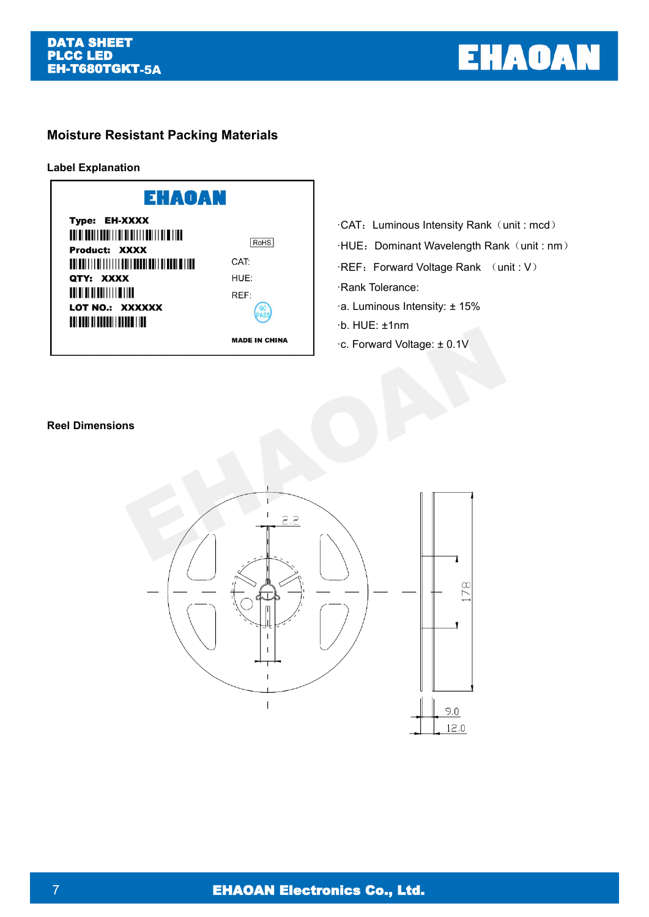## Moisture Resistant Packing Materials

### Label Explanation

EHAOAN

Type: EH-XXXX

Product: XXXX

QTY: XXXX

LOT NO.: XXXXXX

RoHS

CAT:

HUE:

REF:

QC PASS

MADE IN CHINA

- ·CAT：Luminous Intensity Rank（unit : mcd）
- ·HUE：Dominant Wavelength Rank（unit : nm）
- ·REF：Forward Voltage Rank （unit : V）
- ·Rank Tolerance:
- ·a. Luminous Intensity: ± 15%
- ·b. HUE: ±1nm
- ·c. Forward Voltage: ± 0.1V

### Reel Dimensions

2.2

178

9.0

12.0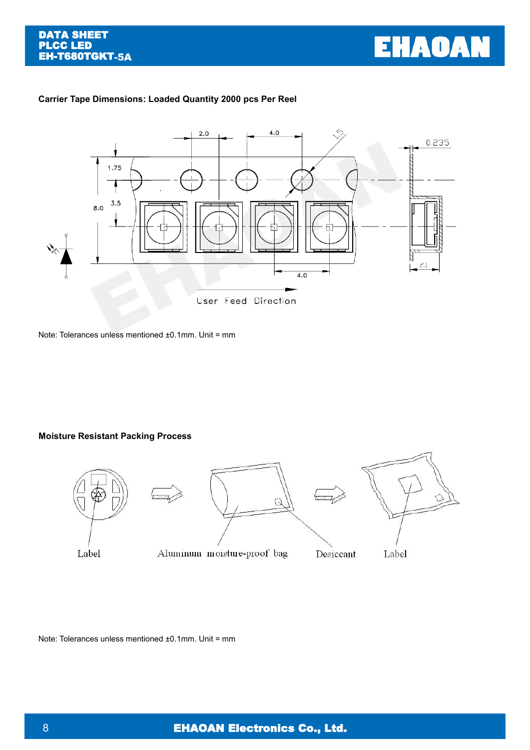### Carrier Tape Dimensions: Loaded Quantity 2000 pcs Per Reel

Note: Tolerances unless mentioned ±0.1mm. Unit = mm

### Moisture Resistant Packing Process

Note: Tolerances unless mentioned ±0.1mm. Unit = mm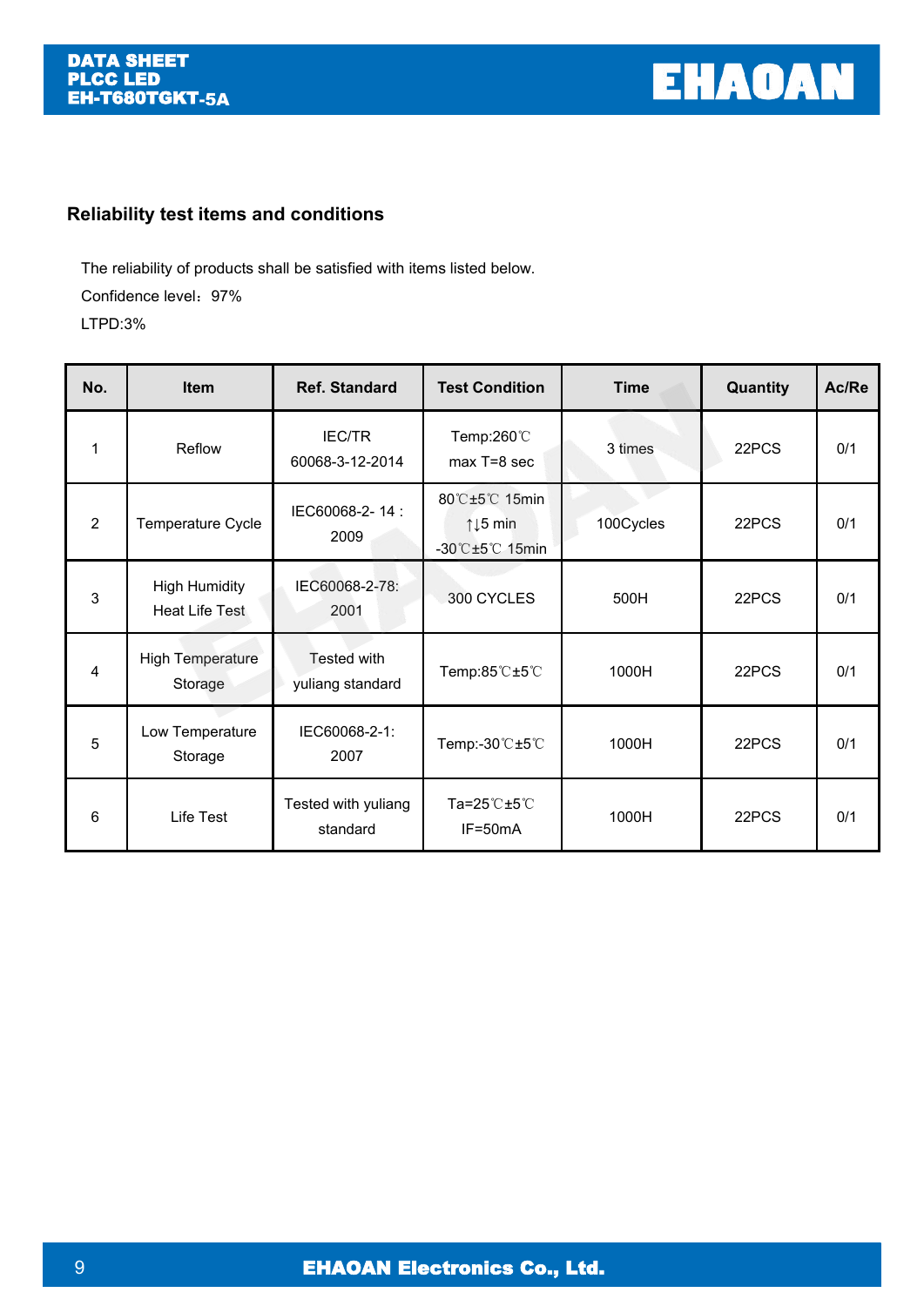## Reliability test items and conditions

The reliability of products shall be satisfied with items listed below.

Confidence level：97%

LTPD:3%

| No. | Item | Ref. Standard | Test Condition | Time | Quantity | Ac/Re |
|---|---|---|---|---|---|---|
| 1 | Reflow | IEC/TR 60068-3-12-2014 | Temp:260℃ max T=8 sec | 3 times | 22PCS | 0/1 |
| 2 | Temperature Cycle | IEC60068-2- 14 : 2009 | 80℃±5℃ 15min ↑↓5 min -30℃±5℃ 15min | 100Cycles | 22PCS | 0/1 |
| 3 | High Humidity Heat Life Test | IEC60068-2-78: 2001 | 300 CYCLES | 500H | 22PCS | 0/1 |
| 4 | High Temperature Storage | Tested with yuliang standard | Temp:85℃±5℃ | 1000H | 22PCS | 0/1 |
| 5 | Low Temperature Storage | IEC60068-2-1: 2007 | Temp:-30℃±5℃ | 1000H | 22PCS | 0/1 |
| 6 | Life Test | Tested with yuliang standard | Ta=25℃±5℃ IF=50mA | 1000H | 22PCS | 0/1 |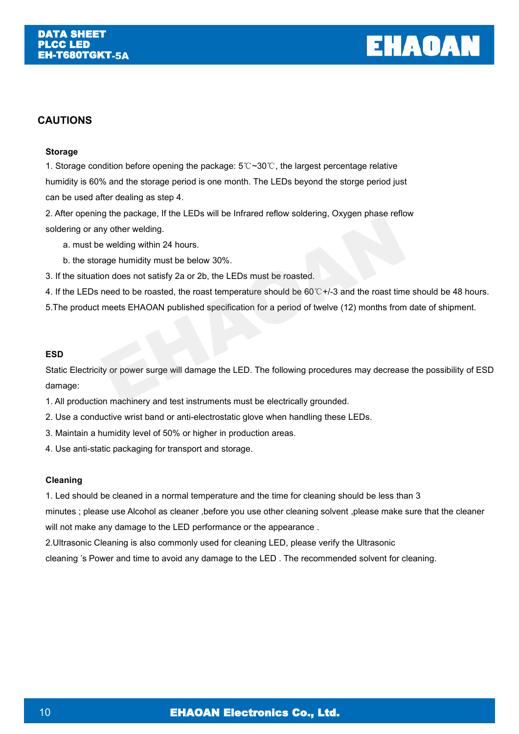## CAUTIONS

### Storage

1. Storage condition before opening the package: 5℃~30℃, the largest percentage relative humidity is 60% and the storage period is one month. The LEDs beyond the storge period just can be used after dealing as step 4.
2. After opening the package, If the LEDs will be Infrared reflow soldering, Oxygen phase reflow soldering or any other welding.
   a. must be welding within 24 hours.
   b. the storage humidity must be below 30%.
3. If the situation does not satisfy 2a or 2b, the LEDs must be roasted.
4. If the LEDs need to be roasted, the roast temperature should be 60℃+/-3 and the roast time should be 48 hours.
5. The product meets EHAOAN published specification for a period of twelve (12) months from date of shipment.

### ESD

Static Electricity or power surge will damage the LED. The following procedures may decrease the possibility of ESD damage:

1. All production machinery and test instruments must be electrically grounded.
2. Use a conductive wrist band or anti-electrostatic glove when handling these LEDs.
3. Maintain a humidity level of 50% or higher in production areas.
4. Use anti-static packaging for transport and storage.

### Cleaning

1. Led should be cleaned in a normal temperature and the time for cleaning should be less than 3 minutes ; please use Alcohol as cleaner ,before you use other cleaning solvent ,please make sure that the cleaner will not make any damage to the LED performance or the appearance .
2. Ultrasonic Cleaning is also commonly used for cleaning LED, please verify the Ultrasonic cleaning 's Power and time to avoid any damage to the LED . The recommended solvent for cleaning.